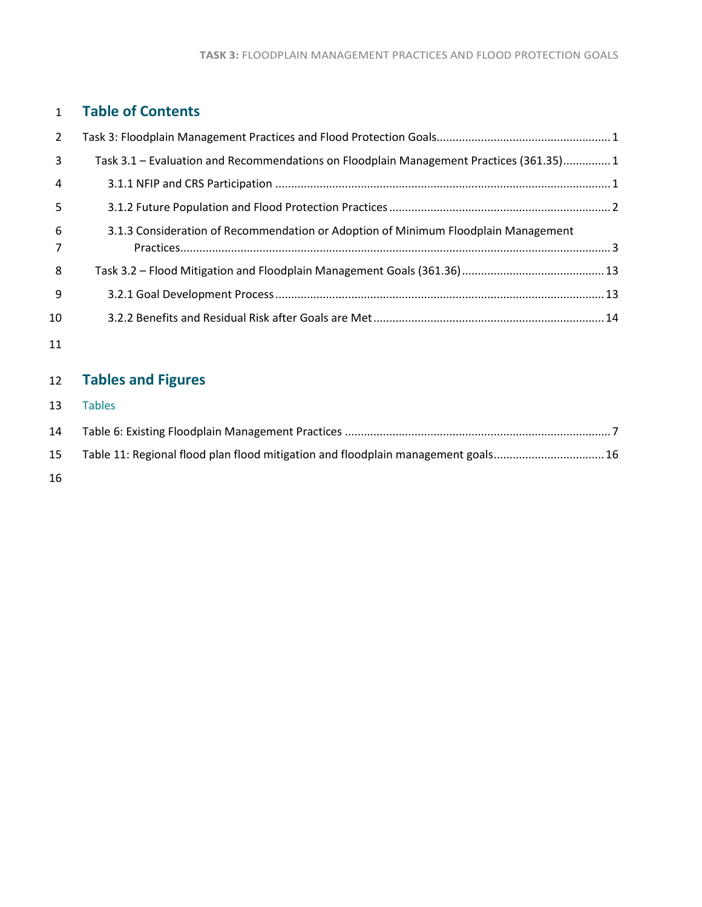# Table of Contents

Task 3: Floodplain Management Practices and Flood Protection Goals ........ 1

- Task 3.1 – Evaluation and Recommendations on Floodplain Management Practices (361.35) ........ 1
  - 3.1.1 NFIP and CRS Participation ........ 1
  - 3.1.2 Future Population and Flood Protection Practices ........ 2
  - 3.1.3 Consideration of Recommendation or Adoption of Minimum Floodplain Management Practices ........ 3
- Task 3.2 – Flood Mitigation and Floodplain Management Goals (361.36) ........ 13
  - 3.2.1 Goal Development Process ........ 13
  - 3.2.2 Benefits and Residual Risk after Goals are Met ........ 14

# Tables and Figures

## Tables

Table 6: Existing Floodplain Management Practices ........ 7

Table 11: Regional flood plan flood mitigation and floodplain management goals ........ 16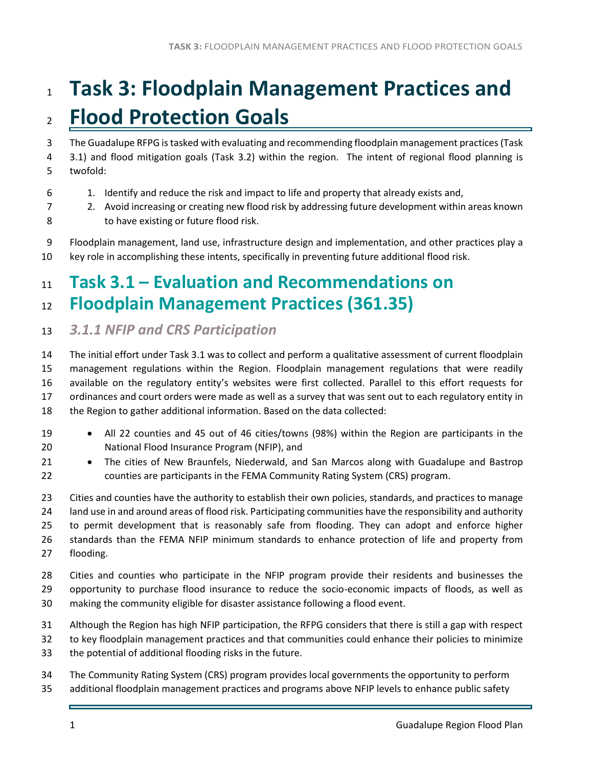# Task 3: Floodplain Management Practices and Flood Protection Goals

The Guadalupe RFPG is tasked with evaluating and recommending floodplain management practices (Task 3.1) and flood mitigation goals (Task 3.2) within the region. The intent of regional flood planning is twofold:

1. Identify and reduce the risk and impact to life and property that already exists and,
2. Avoid increasing or creating new flood risk by addressing future development within areas known to have existing or future flood risk.

Floodplain management, land use, infrastructure design and implementation, and other practices play a key role in accomplishing these intents, specifically in preventing future additional flood risk.

## Task 3.1 – Evaluation and Recommendations on Floodplain Management Practices (361.35)

### *3.1.1 NFIP and CRS Participation*

The initial effort under Task 3.1 was to collect and perform a qualitative assessment of current floodplain management regulations within the Region. Floodplain management regulations that were readily available on the regulatory entity's websites were first collected. Parallel to this effort requests for ordinances and court orders were made as well as a survey that was sent out to each regulatory entity in the Region to gather additional information. Based on the data collected:

- All 22 counties and 45 out of 46 cities/towns (98%) within the Region are participants in the National Flood Insurance Program (NFIP), and
- The cities of New Braunfels, Niederwald, and San Marcos along with Guadalupe and Bastrop counties are participants in the FEMA Community Rating System (CRS) program.

Cities and counties have the authority to establish their own policies, standards, and practices to manage land use in and around areas of flood risk. Participating communities have the responsibility and authority to permit development that is reasonably safe from flooding. They can adopt and enforce higher standards than the FEMA NFIP minimum standards to enhance protection of life and property from flooding.

Cities and counties who participate in the NFIP program provide their residents and businesses the opportunity to purchase flood insurance to reduce the socio-economic impacts of floods, as well as making the community eligible for disaster assistance following a flood event.

Although the Region has high NFIP participation, the RFPG considers that there is still a gap with respect to key floodplain management practices and that communities could enhance their policies to minimize the potential of additional flooding risks in the future.

The Community Rating System (CRS) program provides local governments the opportunity to perform additional floodplain management practices and programs above NFIP levels to enhance public safety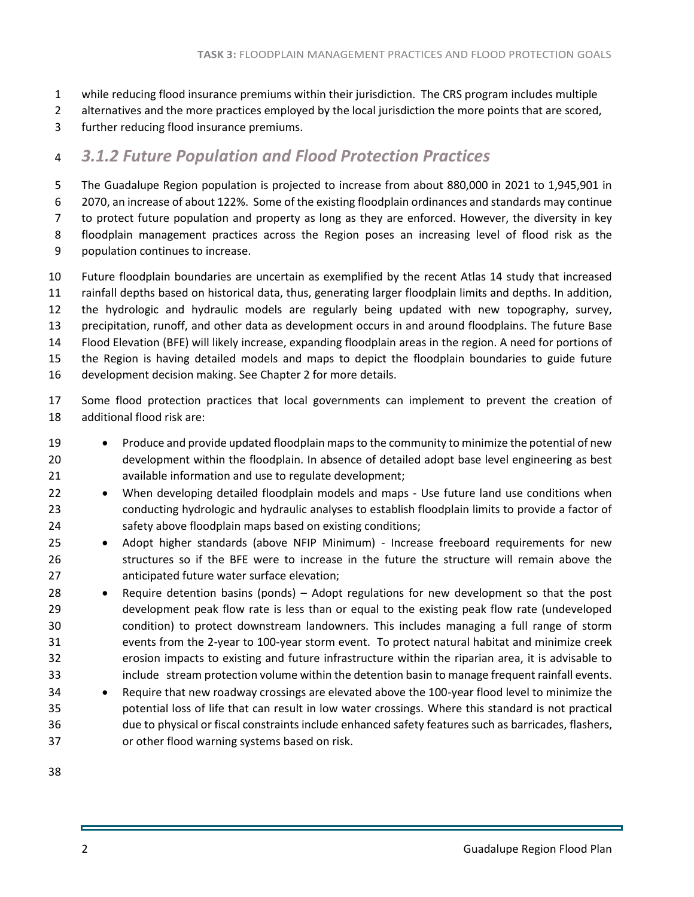while reducing flood insurance premiums within their jurisdiction. The CRS program includes multiple alternatives and the more practices employed by the local jurisdiction the more points that are scored, further reducing flood insurance premiums.

### *3.1.2 Future Population and Flood Protection Practices*

The Guadalupe Region population is projected to increase from about 880,000 in 2021 to 1,945,901 in 2070, an increase of about 122%. Some of the existing floodplain ordinances and standards may continue to protect future population and property as long as they are enforced. However, the diversity in key floodplain management practices across the Region poses an increasing level of flood risk as the population continues to increase.

Future floodplain boundaries are uncertain as exemplified by the recent Atlas 14 study that increased rainfall depths based on historical data, thus, generating larger floodplain limits and depths. In addition, the hydrologic and hydraulic models are regularly being updated with new topography, survey, precipitation, runoff, and other data as development occurs in and around floodplains. The future Base Flood Elevation (BFE) will likely increase, expanding floodplain areas in the region. A need for portions of the Region is having detailed models and maps to depict the floodplain boundaries to guide future development decision making. See Chapter 2 for more details.

Some flood protection practices that local governments can implement to prevent the creation of additional flood risk are:

- Produce and provide updated floodplain maps to the community to minimize the potential of new development within the floodplain. In absence of detailed adopt base level engineering as best available information and use to regulate development;
- When developing detailed floodplain models and maps - Use future land use conditions when conducting hydrologic and hydraulic analyses to establish floodplain limits to provide a factor of safety above floodplain maps based on existing conditions;
- Adopt higher standards (above NFIP Minimum) - Increase freeboard requirements for new structures so if the BFE were to increase in the future the structure will remain above the anticipated future water surface elevation;
- Require detention basins (ponds) – Adopt regulations for new development so that the post development peak flow rate is less than or equal to the existing peak flow rate (undeveloped condition) to protect downstream landowners. This includes managing a full range of storm events from the 2-year to 100-year storm event. To protect natural habitat and minimize creek erosion impacts to existing and future infrastructure within the riparian area, it is advisable to include stream protection volume within the detention basin to manage frequent rainfall events.
- Require that new roadway crossings are elevated above the 100-year flood level to minimize the potential loss of life that can result in low water crossings. Where this standard is not practical due to physical or fiscal constraints include enhanced safety features such as barricades, flashers, or other flood warning systems based on risk.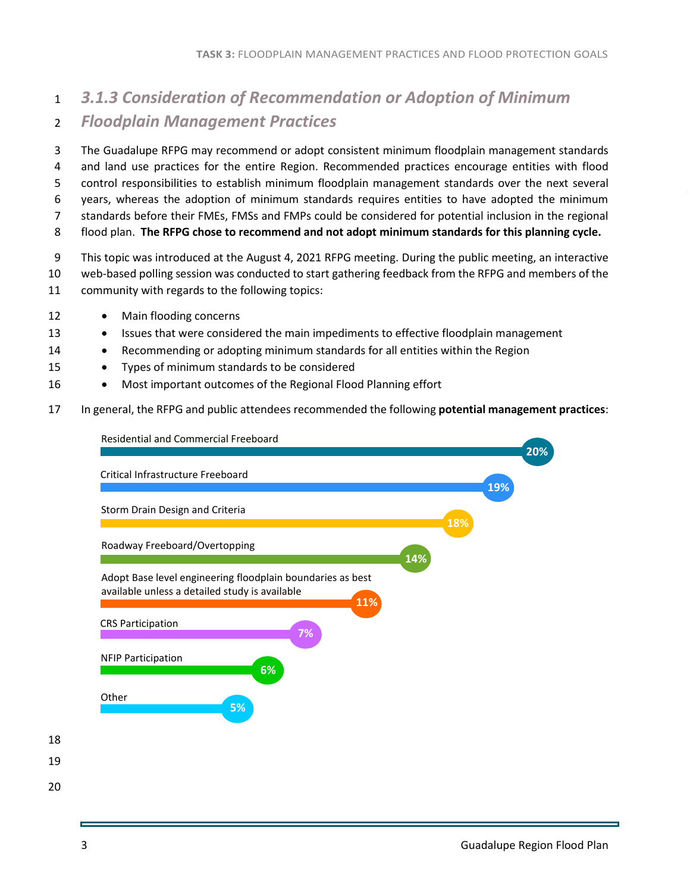### *3.1.3 Consideration of Recommendation or Adoption of Minimum Floodplain Management Practices*

The Guadalupe RFPG may recommend or adopt consistent minimum floodplain management standards and land use practices for the entire Region. Recommended practices encourage entities with flood control responsibilities to establish minimum floodplain management standards over the next several years, whereas the adoption of minimum standards requires entities to have adopted the minimum standards before their FMEs, FMSs and FMPs could be considered for potential inclusion in the regional flood plan. **The RFPG chose to recommend and not adopt minimum standards for this planning cycle.**

This topic was introduced at the August 4, 2021 RFPG meeting. During the public meeting, an interactive web-based polling session was conducted to start gathering feedback from the RFPG and members of the community with regards to the following topics:

- Main flooding concerns
- Issues that were considered the main impediments to effective floodplain management
- Recommending or adopting minimum standards for all entities within the Region
- Types of minimum standards to be considered
- Most important outcomes of the Regional Flood Planning effort

In general, the RFPG and public attendees recommended the following **potential management practices**:

| Practice | Percentage |
|---|---|
| Residential and Commercial Freeboard | 20% |
| Critical Infrastructure Freeboard | 19% |
| Storm Drain Design and Criteria | 18% |
| Roadway Freeboard/Overtopping | 14% |
| Adopt Base level engineering floodplain boundaries as best available unless a detailed study is available | 11% |
| CRS Participation | 7% |
| NFIP Participation | 6% |
| Other | 5% |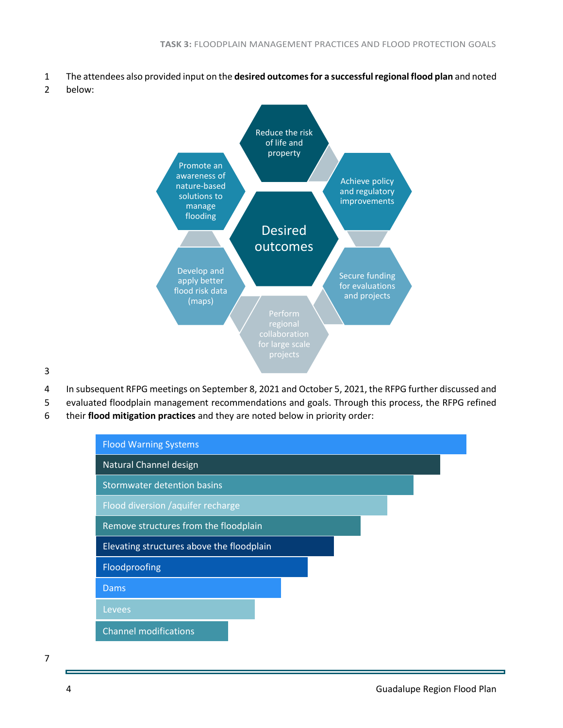The attendees also provided input on the **desired outcomes for a successful regional flood plan** and noted below:

**Desired outcomes**

- Reduce the risk of life and property
- Achieve policy and regulatory improvements
- Secure funding for evaluations and projects
- Perform regional collaboration for large scale projects
- Develop and apply better flood risk data (maps)
- Promote an awareness of nature-based solutions to manage flooding

In subsequent RFPG meetings on September 8, 2021 and October 5, 2021, the RFPG further discussed and evaluated floodplain management recommendations and goals. Through this process, the RFPG refined their **flood mitigation practices** and they are noted below in priority order:

1. Flood Warning Systems
2. Natural Channel design
3. Stormwater detention basins
4. Flood diversion /aquifer recharge
5. Remove structures from the floodplain
6. Elevating structures above the floodplain
7. Floodproofing
8. Dams
9. Levees
10. Channel modifications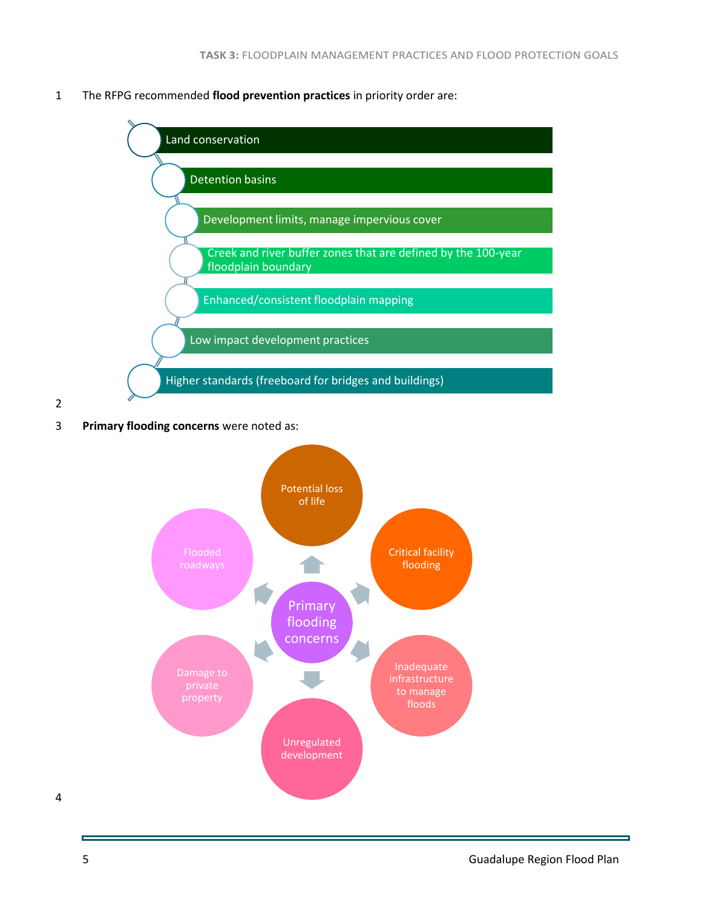The RFPG recommended **flood prevention practices** in priority order are:

1. Land conservation
2. Detention basins
3. Development limits, manage impervious cover
4. Creek and river buffer zones that are defined by the 100-year floodplain boundary
5. Enhanced/consistent floodplain mapping
6. Low impact development practices
7. Higher standards (freeboard for bridges and buildings)

**Primary flooding concerns** were noted as:

- Potential loss of life
- Critical facility flooding
- Inadequate infrastructure to manage floods
- Unregulated development
- Damage to private property
- Flooded roadways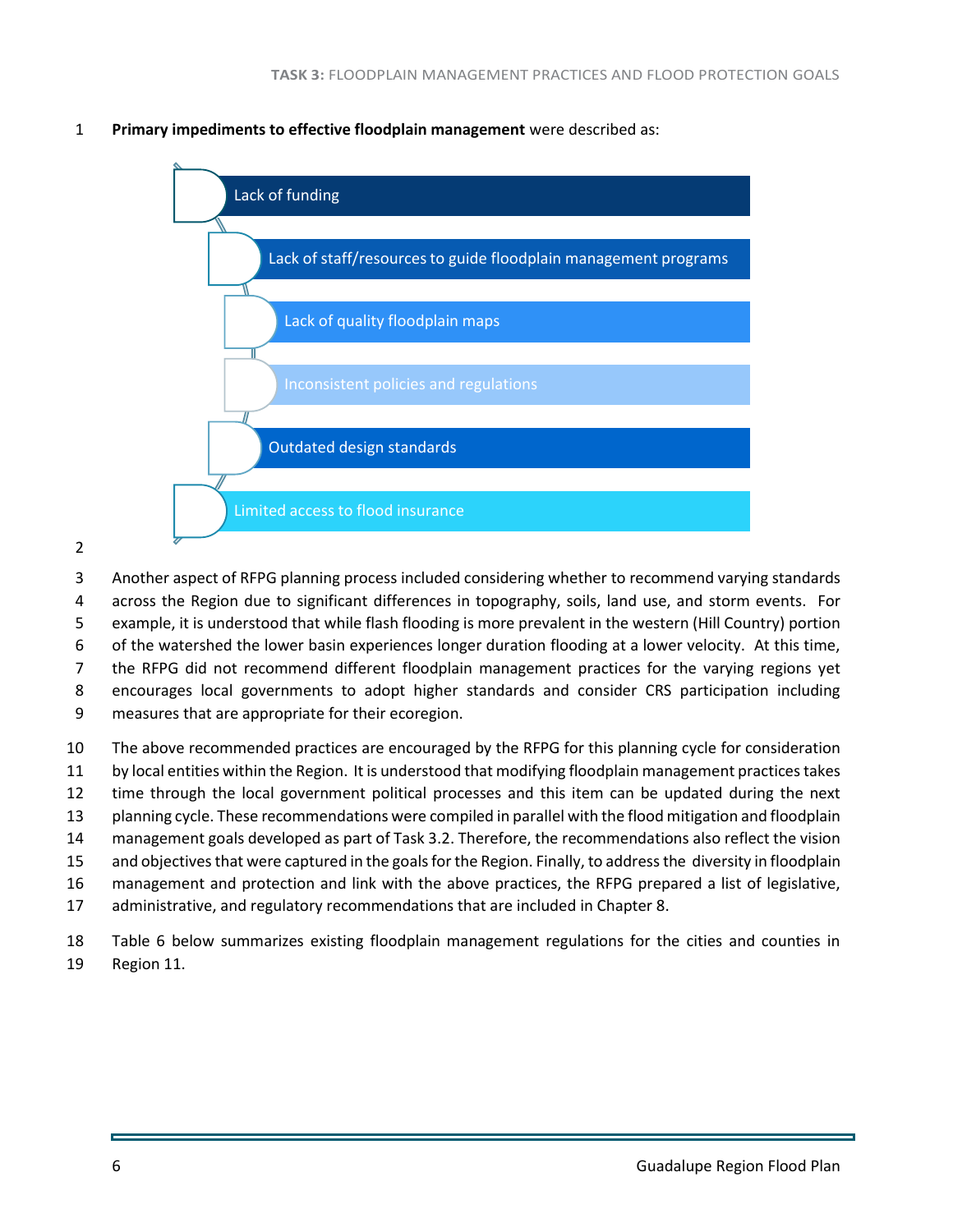**Primary impediments to effective floodplain management** were described as:

- Lack of funding
- Lack of staff/resources to guide floodplain management programs
- Lack of quality floodplain maps
- Inconsistent policies and regulations
- Outdated design standards
- Limited access to flood insurance

Another aspect of RFPG planning process included considering whether to recommend varying standards across the Region due to significant differences in topography, soils, land use, and storm events. For example, it is understood that while flash flooding is more prevalent in the western (Hill Country) portion of the watershed the lower basin experiences longer duration flooding at a lower velocity. At this time, the RFPG did not recommend different floodplain management practices for the varying regions yet encourages local governments to adopt higher standards and consider CRS participation including measures that are appropriate for their ecoregion.

The above recommended practices are encouraged by the RFPG for this planning cycle for consideration by local entities within the Region. It is understood that modifying floodplain management practices takes time through the local government political processes and this item can be updated during the next planning cycle. These recommendations were compiled in parallel with the flood mitigation and floodplain management goals developed as part of Task 3.2. Therefore, the recommendations also reflect the vision and objectives that were captured in the goals for the Region. Finally, to address the diversity in floodplain management and protection and link with the above practices, the RFPG prepared a list of legislative, administrative, and regulatory recommendations that are included in Chapter 8.

Table 6 below summarizes existing floodplain management regulations for the cities and counties in Region 11.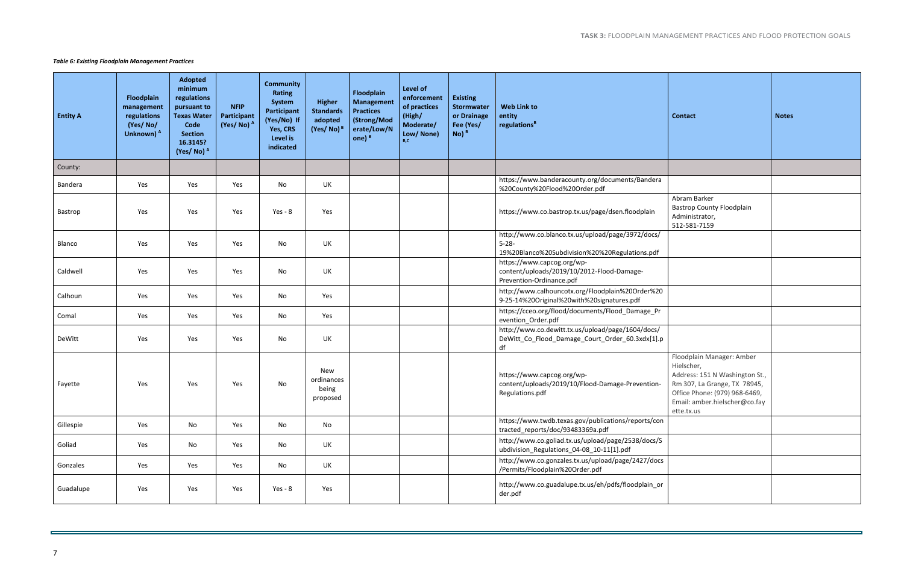*Table 6: Existing Floodplain Management Practices*

| Entity A | Floodplain management regulations (Yes/ No/ Unknown) [A] | Adopted minimum regulations pursuant to Texas Water Code Section 16.3145? (Yes/ No) [A] | NFIP Participant (Yes/ No) [A] | Community Rating System Participant (Yes/No) If Yes, CRS Level is indicated | Higher Standards adopted (Yes/ No) [B] | Floodplain Management Practices (Strong/Moderate/Low/None) [B] | Level of enforcement of practices (High/ Moderate/ Low/ None) [B,C] | Existing Stormwater or Drainage Fee (Yes/ No) [B] | Web Link to entity regulations[B] | Contact | Notes |
|---|---|---|---|---|---|---|---|---|---|---|---|
| County: | | | | | | | | | | | |
| Bandera | Yes | Yes | Yes | No | UK | | | | https://www.banderacounty.org/documents/Bandera%20County%20Flood%20Order.pdf | | |
| Bastrop | Yes | Yes | Yes | Yes - 8 | Yes | | | | https://www.co.bastrop.tx.us/page/dsen.floodplain | Abram Barker Bastrop County Floodplain Administrator, 512-581-7159 | |
| Blanco | Yes | Yes | Yes | No | UK | | | | http://www.co.blanco.tx.us/upload/page/3972/docs/5-28-19%20Blanco%20Subdivision%20%20Regulations.pdf | | |
| Caldwell | Yes | Yes | Yes | No | UK | | | | https://www.capcog.org/wp-content/uploads/2019/10/2012-Flood-Damage-Prevention-Ordinance.pdf | | |
| Calhoun | Yes | Yes | Yes | No | Yes | | | | http://www.calhouncotx.org/Floodplain%20Order%209-25-14%20Original%20with%20signatures.pdf | | |
| Comal | Yes | Yes | Yes | No | Yes | | | | https://cceo.org/flood/documents/Flood_Damage_Prevention_Order.pdf | | |
| DeWitt | Yes | Yes | Yes | No | UK | | | | http://www.co.dewitt.tx.us/upload/page/1604/docs/DeWitt_Co_Flood_Damage_Court_Order_60.3xdx[1].pdf | | |
| Fayette | Yes | Yes | Yes | No | New ordinances being proposed | | | | https://www.capcog.org/wp-content/uploads/2019/10/Flood-Damage-Prevention-Regulations.pdf | Floodplain Manager: Amber Hielscher, Address: 151 N Washington St., Rm 307, La Grange, TX 78945, Office Phone: (979) 968-6469, Email: amber.hielscher@co.fayette.tx.us | |
| Gillespie | Yes | No | Yes | No | No | | | | https://www.twdb.texas.gov/publications/reports/contracted_reports/doc/93483369a.pdf | | |
| Goliad | Yes | No | Yes | No | UK | | | | http://www.co.goliad.tx.us/upload/page/2538/docs/Subdivision_Regulations_04-08_10-11[1].pdf | | |
| Gonzales | Yes | Yes | Yes | No | UK | | | | http://www.co.gonzales.tx.us/upload/page/2427/docs/Permits/Floodplain%20Order.pdf | | |
| Guadalupe | Yes | Yes | Yes | Yes - 8 | Yes | | | | http://www.co.guadalupe.tx.us/eh/pdfs/floodplain_order.pdf | | |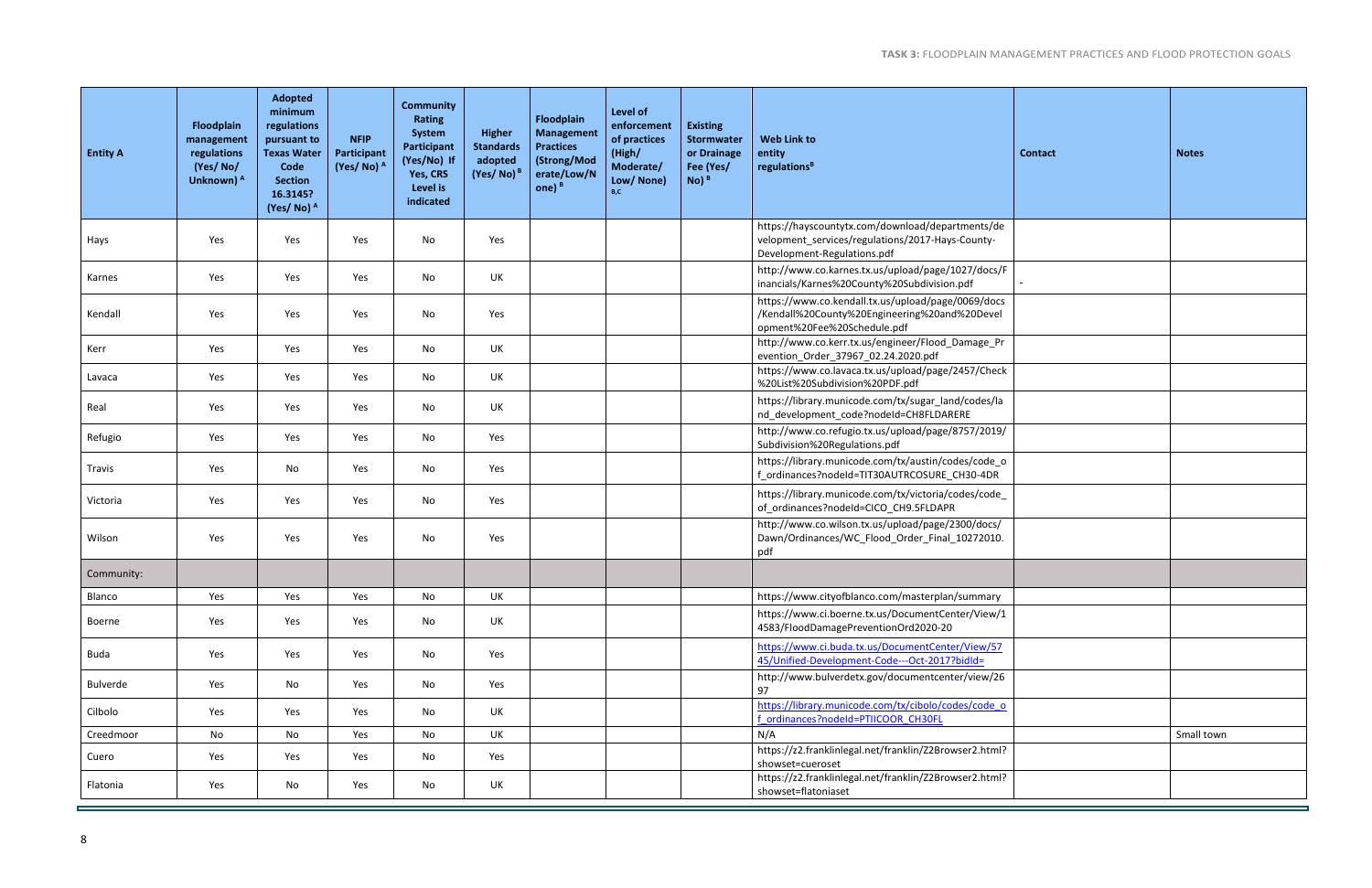| Entity A | Floodplain management regulations (Yes/ No/ Unknown) [A] | Adopted minimum regulations pursuant to Texas Water Code Section 16.3145? (Yes/ No) [A] | NFIP Participant (Yes/ No) [A] | Community Rating System Participant (Yes/No) If Yes, CRS Level is indicated | Higher Standards adopted (Yes/ No) [B] | Floodplain Management Practices (Strong/Moderate/Low/None) [B] | Level of enforcement of practices (High/ Moderate/ Low/ None) [B,C] | Existing Stormwater or Drainage Fee (Yes/ No) [B] | Web Link to entity regulations[B] | Contact | Notes |
|---|---|---|---|---|---|---|---|---|---|---|---|
| Hays | Yes | Yes | Yes | No | Yes | | | | https://hayscountytx.com/download/departments/development_services/regulations/2017-Hays-County-Development-Regulations.pdf | | |
| Karnes | Yes | Yes | Yes | No | UK | | | | http://www.co.karnes.tx.us/upload/page/1027/docs/Financials/Karnes%20County%20Subdivision.pdf | - | |
| Kendall | Yes | Yes | Yes | No | Yes | | | | https://www.co.kendall.tx.us/upload/page/0069/docs/Kendall%20County%20Engineering%20and%20Development%20Fee%20Schedule.pdf | | |
| Kerr | Yes | Yes | Yes | No | UK | | | | http://www.co.kerr.tx.us/engineer/Flood_Damage_Prevention_Order_37967_02.24.2020.pdf | | |
| Lavaca | Yes | Yes | Yes | No | UK | | | | https://www.co.lavaca.tx.us/upload/page/2457/Check%20List%20Subdivision%20PDF.pdf | | |
| Real | Yes | Yes | Yes | No | UK | | | | https://library.municode.com/tx/sugar_land/codes/land_development_code?nodeId=CH8FLDARERE | | |
| Refugio | Yes | Yes | Yes | No | Yes | | | | http://www.co.refugio.tx.us/upload/page/8757/2019/Subdivision%20Regulations.pdf | | |
| Travis | Yes | No | Yes | No | Yes | | | | https://library.municode.com/tx/austin/codes/code_of_ordinances?nodeId=TIT30AUTRCOSURE_CH30-4DR | | |
| Victoria | Yes | Yes | Yes | No | Yes | | | | https://library.municode.com/tx/victoria/codes/code_of_ordinances?nodeId=CICO_CH9.5FLDAPR | | |
| Wilson | Yes | Yes | Yes | No | Yes | | | | http://www.co.wilson.tx.us/upload/page/2300/docs/Dawn/Ordinances/WC_Flood_Order_Final_10272010.pdf | | |
| Community: | | | | | | | | | | | |
| Blanco | Yes | Yes | Yes | No | UK | | | | https://www.cityofblanco.com/masterplan/summary | | |
| Boerne | Yes | Yes | Yes | No | UK | | | | https://www.ci.boerne.tx.us/DocumentCenter/View/14583/FloodDamagePreventionOrd2020-20 | | |
| Buda | Yes | Yes | Yes | No | Yes | | | | https://www.ci.buda.tx.us/DocumentCenter/View/5745/Unified-Development-Code---Oct-2017?bidId= | | |
| Bulverde | Yes | No | Yes | No | Yes | | | | http://www.bulverdetx.gov/documentcenter/view/2697 | | |
| Cilbolo | Yes | Yes | Yes | No | UK | | | | https://library.municode.com/tx/cibolo/codes/code_of_ordinances?nodeId=PTIICOOR_CH30FL | | |
| Creedmoor | No | No | Yes | No | UK | | | | N/A | | Small town |
| Cuero | Yes | Yes | Yes | No | Yes | | | | https://z2.franklinlegal.net/franklin/Z2Browser2.html?showset=cueroset | | |
| Flatonia | Yes | No | Yes | No | UK | | | | https://z2.franklinlegal.net/franklin/Z2Browser2.html?showset=flatoniaset | | |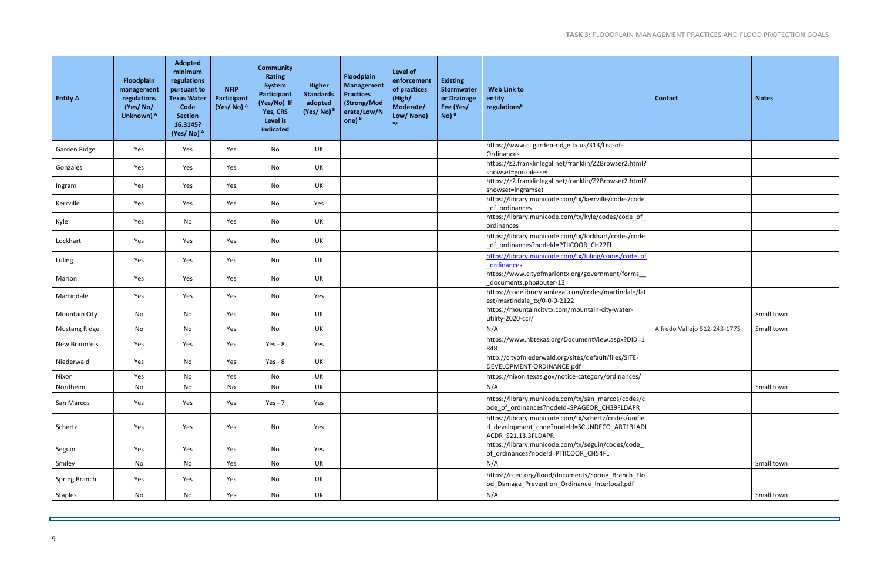| Entity A | Floodplain management regulations (Yes/ No/ Unknown) [A] | Adopted minimum regulations pursuant to Texas Water Code Section 16.3145? (Yes/ No) [A] | NFIP Participant (Yes/ No) [A] | Community Rating System Participant (Yes/No) If Yes, CRS Level is indicated | Higher Standards adopted (Yes/ No) [B] | Floodplain Management Practices (Strong/Moderate/Low/None) [B] | Level of enforcement of practices (High/ Moderate/ Low/ None) [B,C] | Existing Stormwater or Drainage Fee (Yes/ No) [B] | Web Link to entity regulations[B] | Contact | Notes |
|---|---|---|---|---|---|---|---|---|---|---|---|
| Garden Ridge | Yes | Yes | Yes | No | UK | | | | https://www.ci.garden-ridge.tx.us/313/List-of-Ordinances | | |
| Gonzales | Yes | Yes | Yes | No | UK | | | | https://z2.franklinlegal.net/franklin/Z2Browser2.html?showset=gonzalesset | | |
| Ingram | Yes | Yes | Yes | No | UK | | | | https://z2.franklinlegal.net/franklin/Z2Browser2.html?showset=ingramset | | |
| Kerrville | Yes | Yes | Yes | No | Yes | | | | https://library.municode.com/tx/kerrville/codes/code_of_ordinances | | |
| Kyle | Yes | No | Yes | No | UK | | | | https://library.municode.com/tx/kyle/codes/code_of_ordinances | | |
| Lockhart | Yes | Yes | Yes | No | UK | | | | https://library.municode.com/tx/lockhart/codes/code_of_ordinances?nodeId=PTIICOOR_CH22FL | | |
| Luling | Yes | Yes | Yes | No | UK | | | | https://library.municode.com/tx/luling/codes/code_of_ordinances | | |
| Marion | Yes | Yes | Yes | No | UK | | | | https://www.cityofmariontx.org/government/forms__documents.php#outer-13 | | |
| Martindale | Yes | Yes | Yes | No | Yes | | | | https://codelibrary.amlegal.com/codes/martindale/latest/martindale_tx/0-0-0-2122 | | |
| Mountain City | No | No | Yes | No | UK | | | | https://mountaincitytx.com/mountain-city-water-utility-2020-ccr/ | | Small town |
| Mustang Ridge | No | No | Yes | No | UK | | | | N/A | Alfredo Vallejo 512-243-1775 | Small town |
| New Braunfels | Yes | Yes | Yes | Yes - 8 | Yes | | | | https://www.nbtexas.org/DocumentView.aspx?DID=1848 | | |
| Niederwald | Yes | No | Yes | Yes - 8 | UK | | | | http://cityofniederwald.org/sites/default/files/SITE-DEVELOPMENT-ORDINANCE.pdf | | |
| Nixon | Yes | No | Yes | No | UK | | | | https://nixon.texas.gov/notice-category/ordinances/ | | |
| Nordheim | No | No | No | No | UK | | | | N/A | | Small town |
| San Marcos | Yes | Yes | Yes | Yes - 7 | Yes | | | | https://library.municode.com/tx/san_marcos/codes/code_of_ordinances?nodeId=SPAGEOR_CH39FLDAPR | | |
| Schertz | Yes | Yes | Yes | No | Yes | | | | https://library.municode.com/tx/schertz/codes/unified_development_code?nodeId=SCUNDECO_ART13LADIACDR_S21.13.3FLDAPR | | |
| Seguin | Yes | Yes | Yes | No | Yes | | | | https://library.municode.com/tx/seguin/codes/code_of_ordinances?nodeId=PTIICOOR_CH54FL | | |
| Smiley | No | No | Yes | No | UK | | | | N/A | | Small town |
| Spring Branch | Yes | Yes | Yes | No | UK | | | | https://cceo.org/flood/documents/Spring_Branch_Flood_Damage_Prevention_Ordinance_Interlocal.pdf | | |
| Staples | No | No | Yes | No | UK | | | | N/A | | Small town |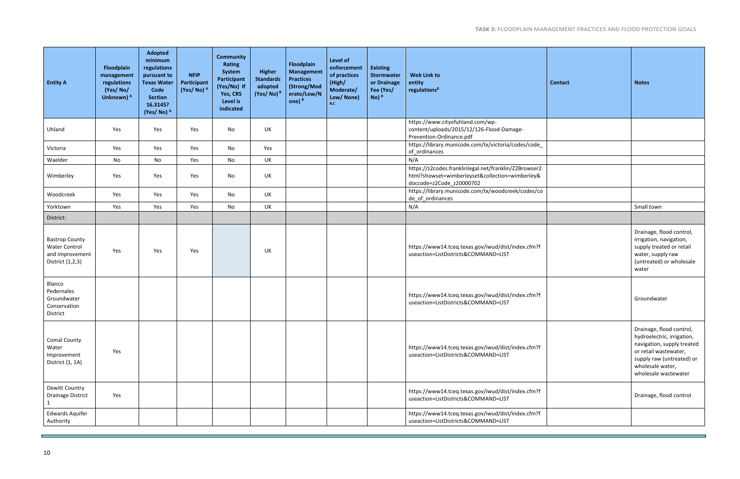| Entity A | Floodplain management regulations (Yes/ No/ Unknown) [A] | Adopted minimum regulations pursuant to Texas Water Code Section 16.3145? (Yes/ No) [A] | NFIP Participant (Yes/ No) [A] | Community Rating System Participant (Yes/No) If Yes, CRS Level is indicated | Higher Standards adopted (Yes/ No) [B] | Floodplain Management Practices (Strong/Moderate/Low/None) [B] | Level of enforcement of practices (High/ Moderate/ Low/ None) [B,C] | Existing Stormwater or Drainage Fee (Yes/ No) [B] | Web Link to entity regulations[B] | Contact | Notes |
|---|---|---|---|---|---|---|---|---|---|---|---|
| Uhland | Yes | Yes | Yes | No | UK | | | | https://www.cityofuhland.com/wp-content/uploads/2015/12/126-Flood-Damage-Prevention-Ordinance.pdf | | |
| Victoria | Yes | Yes | Yes | No | Yes | | | | https://library.municode.com/tx/victoria/codes/code_of_ordinances | | |
| Waelder | No | No | Yes | No | UK | | | | N/A | | |
| Wimberley | Yes | Yes | Yes | No | UK | | | | https://z2codes.franklinlegal.net/franklin/Z2Browser2.html?showset=wimberleyset&collection=wimberley&doccode=z2Code_z20000702 | | |
| Woodcreek | Yes | Yes | Yes | No | UK | | | | https://library.municode.com/tx/woodcreek/codes/code_of_ordinances | | |
| Yorktown | Yes | Yes | Yes | No | UK | | | | N/A | | Small town |
| District: | | | | | | | | | | | |
| Bastrop County Water Control and Improvement District (1,2,3) | Yes | Yes | Yes | | UK | | | | https://www14.tceq.texas.gov/iwud/dist/index.cfm?fuseaction=ListDistricts&COMMAND=LIST | | Drainage, flood control, irrigation, navigation, supply treated or retail water, supply raw (untreated) or wholesale water |
| Blanco Pedernales Groundwater Conservation District | | | | | | | | | https://www14.tceq.texas.gov/iwud/dist/index.cfm?fuseaction=ListDistricts&COMMAND=LIST | | Groundwater |
| Comal County Water Improvement District (1, 1A) | Yes | | | | | | | | https://www14.tceq.texas.gov/iwud/dist/index.cfm?fuseaction=ListDistricts&COMMAND=LIST | | Drainage, flood control, hydroelectric, irrigation, navigation, supply treated or retail wastewater, supply raw (untreated) or wholesale water, wholesale wastewater |
| Dewitt Country Drainage District 1 | Yes | | | | | | | | https://www14.tceq.texas.gov/iwud/dist/index.cfm?fuseaction=ListDistricts&COMMAND=LIST | | Drainage, flood control |
| Edwards Aquifer Authority | | | | | | | | | https://www14.tceq.texas.gov/iwud/dist/index.cfm?fuseaction=ListDistricts&COMMAND=LIST | | |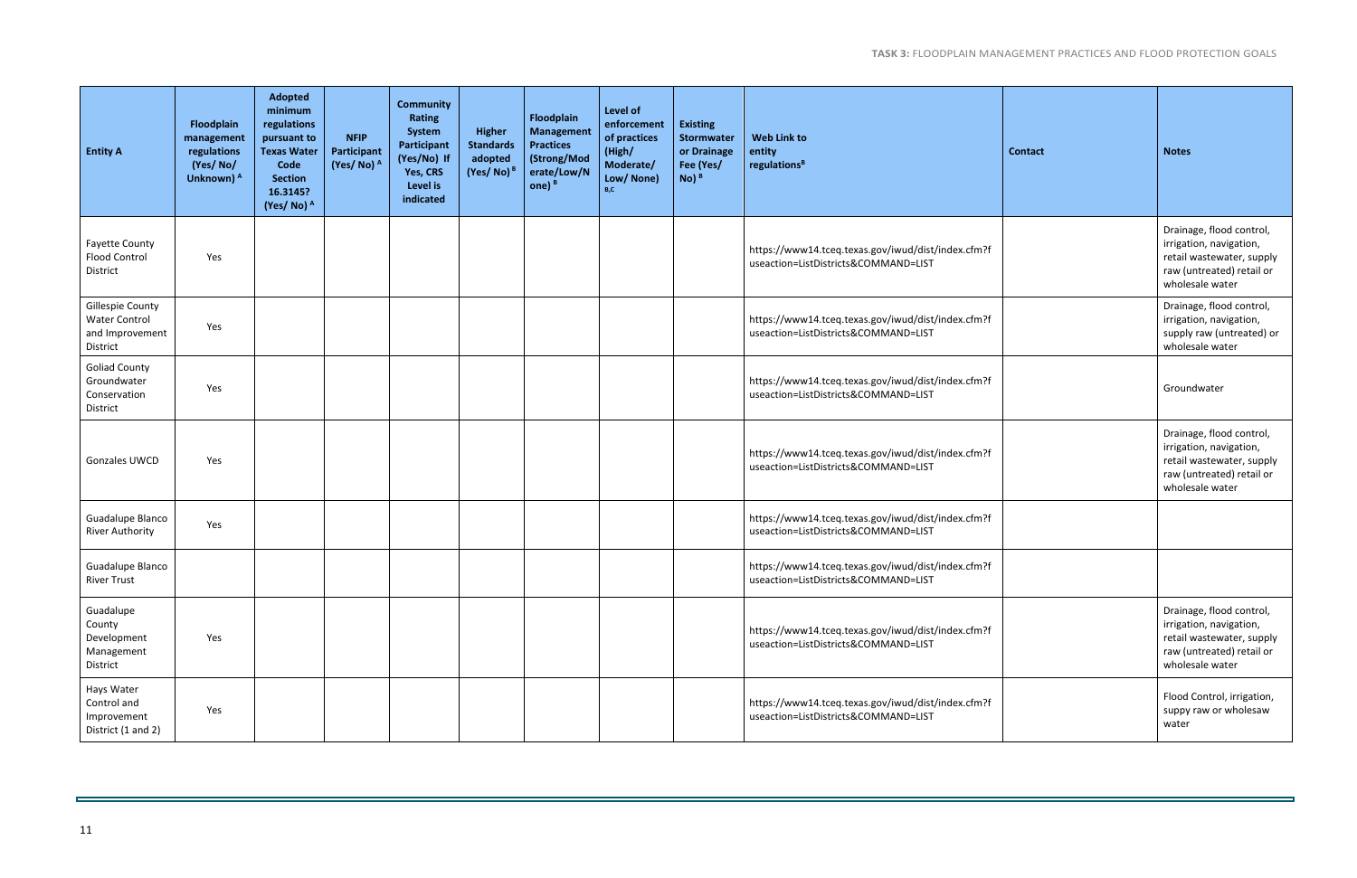| Entity A | Floodplain management regulations (Yes/ No/ Unknown) A | Adopted minimum regulations pursuant to Texas Water Code Section 16.3145? (Yes/ No) A | NFIP Participant (Yes/ No) A | Community Rating System Participant (Yes/No) If Yes, CRS Level is indicated | Higher Standards adopted (Yes/ No) B | Floodplain Management Practices (Strong/Moderate/Low/None) B | Level of enforcement of practices (High/ Moderate/ Low/ None) B,C | Existing Stormwater or Drainage Fee (Yes/ No) B | Web Link to entity regulations B | Contact | Notes |
|---|---|---|---|---|---|---|---|---|---|---|---|
| Fayette County Flood Control District | Yes | | | | | | | | https://www14.tceq.texas.gov/iwud/dist/index.cfm?fuseaction=ListDistricts&COMMAND=LIST | | Drainage, flood control, irrigation, navigation, retail wastewater, supply raw (untreated) retail or wholesale water |
| Gillespie County Water Control and Improvement District | Yes | | | | | | | | https://www14.tceq.texas.gov/iwud/dist/index.cfm?fuseaction=ListDistricts&COMMAND=LIST | | Drainage, flood control, irrigation, navigation, supply raw (untreated) or wholesale water |
| Goliad County Groundwater Conservation District | Yes | | | | | | | | https://www14.tceq.texas.gov/iwud/dist/index.cfm?fuseaction=ListDistricts&COMMAND=LIST | | Groundwater |
| Gonzales UWCD | Yes | | | | | | | | https://www14.tceq.texas.gov/iwud/dist/index.cfm?fuseaction=ListDistricts&COMMAND=LIST | | Drainage, flood control, irrigation, navigation, retail wastewater, supply raw (untreated) retail or wholesale water |
| Guadalupe Blanco River Authority | Yes | | | | | | | | https://www14.tceq.texas.gov/iwud/dist/index.cfm?fuseaction=ListDistricts&COMMAND=LIST | | |
| Guadalupe Blanco River Trust | | | | | | | | | https://www14.tceq.texas.gov/iwud/dist/index.cfm?fuseaction=ListDistricts&COMMAND=LIST | | |
| Guadalupe County Development Management District | Yes | | | | | | | | https://www14.tceq.texas.gov/iwud/dist/index.cfm?fuseaction=ListDistricts&COMMAND=LIST | | Drainage, flood control, irrigation, navigation, retail wastewater, supply raw (untreated) retail or wholesale water |
| Hays Water Control and Improvement District (1 and 2) | Yes | | | | | | | | https://www14.tceq.texas.gov/iwud/dist/index.cfm?fuseaction=ListDistricts&COMMAND=LIST | | Flood Control, irrigation, suppy raw or wholesaw water |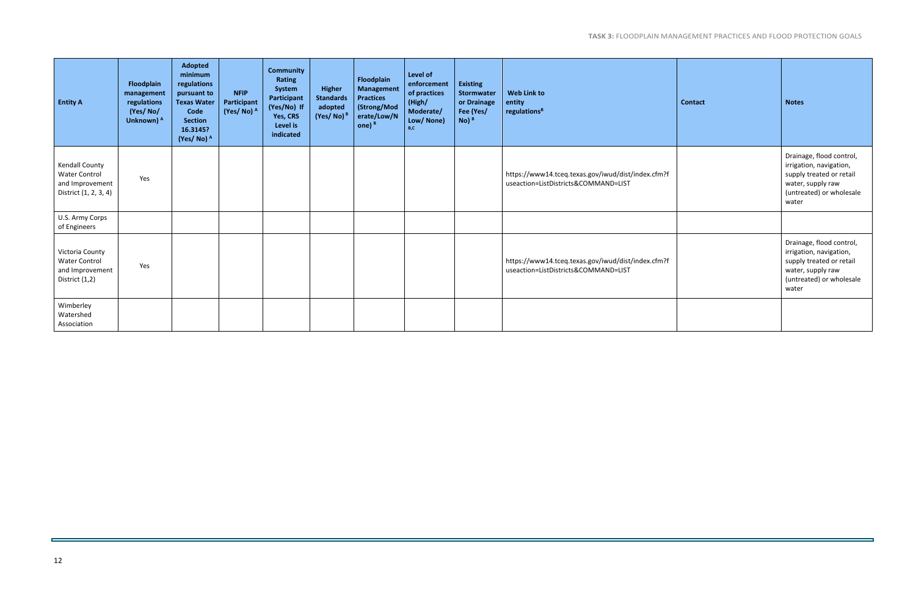| Entity A | Floodplain management regulations (Yes/ No/ Unknown) A | Adopted minimum regulations pursuant to Texas Water Code Section 16.3145? (Yes/ No) A | NFIP Participant (Yes/ No) A | Community Rating System Participant (Yes/No) If Yes, CRS Level is indicated | Higher Standards adopted (Yes/ No) B | Floodplain Management Practices (Strong/Moderate/Low/None) B | Level of enforcement of practices (High/ Moderate/ Low/ None) B,C | Existing Stormwater or Drainage Fee (Yes/ No) B | Web Link to entity regulations B | Contact | Notes |
|---|---|---|---|---|---|---|---|---|---|---|---|
| Kendall County Water Control and Improvement District (1, 2, 3, 4) | Yes | | | | | | | | https://www14.tceq.texas.gov/iwud/dist/index.cfm?fuseaction=ListDistricts&COMMAND=LIST | | Drainage, flood control, irrigation, navigation, supply treated or retail water, supply raw (untreated) or wholesale water |
| U.S. Army Corps of Engineers | | | | | | | | | | | |
| Victoria County Water Control and Improvement District (1,2) | Yes | | | | | | | | https://www14.tceq.texas.gov/iwud/dist/index.cfm?fuseaction=ListDistricts&COMMAND=LIST | | Drainage, flood control, irrigation, navigation, supply treated or retail water, supply raw (untreated) or wholesale water |
| Wimberley Watershed Association | | | | | | | | | | | |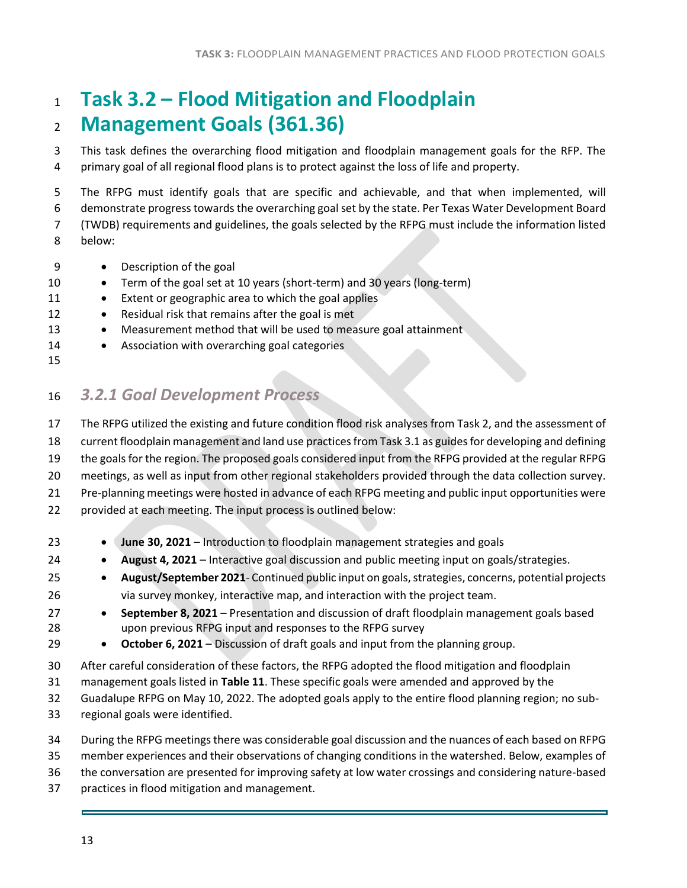# Task 3.2 – Flood Mitigation and Floodplain Management Goals (361.36)

This task defines the overarching flood mitigation and floodplain management goals for the RFP. The primary goal of all regional flood plans is to protect against the loss of life and property.

The RFPG must identify goals that are specific and achievable, and that when implemented, will demonstrate progress towards the overarching goal set by the state. Per Texas Water Development Board (TWDB) requirements and guidelines, the goals selected by the RFPG must include the information listed below:

- Description of the goal
- Term of the goal set at 10 years (short-term) and 30 years (long-term)
- Extent or geographic area to which the goal applies
- Residual risk that remains after the goal is met
- Measurement method that will be used to measure goal attainment
- Association with overarching goal categories

## *3.2.1 Goal Development Process*

The RFPG utilized the existing and future condition flood risk analyses from Task 2, and the assessment of current floodplain management and land use practices from Task 3.1 as guides for developing and defining the goals for the region. The proposed goals considered input from the RFPG provided at the regular RFPG meetings, as well as input from other regional stakeholders provided through the data collection survey. Pre-planning meetings were hosted in advance of each RFPG meeting and public input opportunities were provided at each meeting. The input process is outlined below:

- **June 30, 2021** – Introduction to floodplain management strategies and goals
- **August 4, 2021** – Interactive goal discussion and public meeting input on goals/strategies.
- **August/September 2021**- Continued public input on goals, strategies, concerns, potential projects via survey monkey, interactive map, and interaction with the project team.
- **September 8, 2021** – Presentation and discussion of draft floodplain management goals based upon previous RFPG input and responses to the RFPG survey
- **October 6, 2021** – Discussion of draft goals and input from the planning group.

After careful consideration of these factors, the RFPG adopted the flood mitigation and floodplain management goals listed in **Table 11**. These specific goals were amended and approved by the Guadalupe RFPG on May 10, 2022. The adopted goals apply to the entire flood planning region; no sub-regional goals were identified.

During the RFPG meetings there was considerable goal discussion and the nuances of each based on RFPG member experiences and their observations of changing conditions in the watershed. Below, examples of the conversation are presented for improving safety at low water crossings and considering nature-based practices in flood mitigation and management.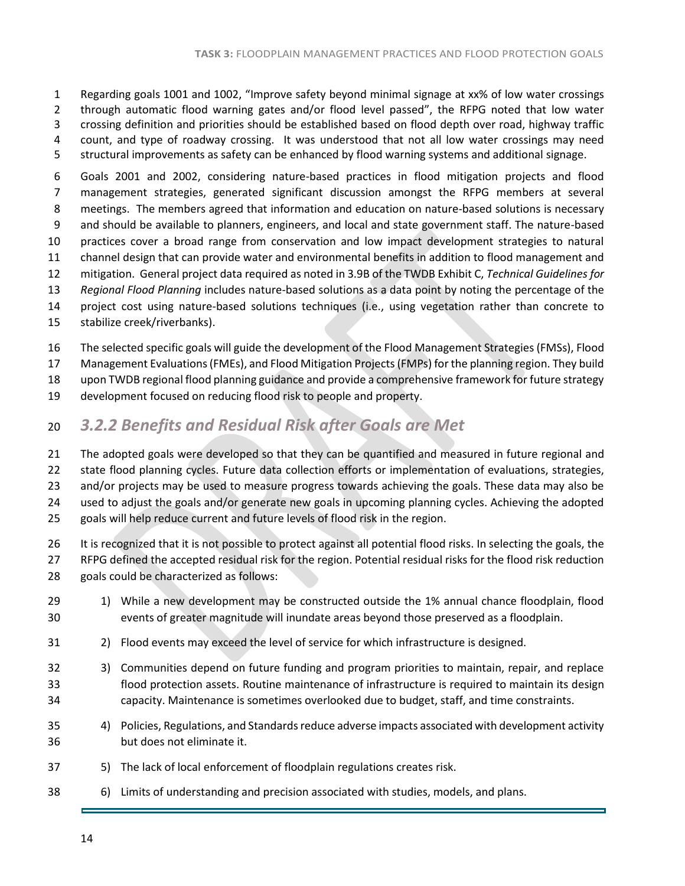Regarding goals 1001 and 1002, "Improve safety beyond minimal signage at xx% of low water crossings through automatic flood warning gates and/or flood level passed", the RFPG noted that low water crossing definition and priorities should be established based on flood depth over road, highway traffic count, and type of roadway crossing. It was understood that not all low water crossings may need structural improvements as safety can be enhanced by flood warning systems and additional signage.

Goals 2001 and 2002, considering nature-based practices in flood mitigation projects and flood management strategies, generated significant discussion amongst the RFPG members at several meetings. The members agreed that information and education on nature-based solutions is necessary and should be available to planners, engineers, and local and state government staff. The nature-based practices cover a broad range from conservation and low impact development strategies to natural channel design that can provide water and environmental benefits in addition to flood management and mitigation. General project data required as noted in 3.9B of the TWDB Exhibit C, *Technical Guidelines for Regional Flood Planning* includes nature-based solutions as a data point by noting the percentage of the project cost using nature-based solutions techniques (i.e., using vegetation rather than concrete to stabilize creek/riverbanks).

The selected specific goals will guide the development of the Flood Management Strategies (FMSs), Flood Management Evaluations (FMEs), and Flood Mitigation Projects (FMPs) for the planning region. They build upon TWDB regional flood planning guidance and provide a comprehensive framework for future strategy development focused on reducing flood risk to people and property.

### *3.2.2 Benefits and Residual Risk after Goals are Met*

The adopted goals were developed so that they can be quantified and measured in future regional and state flood planning cycles. Future data collection efforts or implementation of evaluations, strategies, and/or projects may be used to measure progress towards achieving the goals. These data may also be used to adjust the goals and/or generate new goals in upcoming planning cycles. Achieving the adopted goals will help reduce current and future levels of flood risk in the region.

It is recognized that it is not possible to protect against all potential flood risks. In selecting the goals, the RFPG defined the accepted residual risk for the region. Potential residual risks for the flood risk reduction goals could be characterized as follows:

1) While a new development may be constructed outside the 1% annual chance floodplain, flood events of greater magnitude will inundate areas beyond those preserved as a floodplain.
2) Flood events may exceed the level of service for which infrastructure is designed.
3) Communities depend on future funding and program priorities to maintain, repair, and replace flood protection assets. Routine maintenance of infrastructure is required to maintain its design capacity. Maintenance is sometimes overlooked due to budget, staff, and time constraints.
4) Policies, Regulations, and Standards reduce adverse impacts associated with development activity but does not eliminate it.
5) The lack of local enforcement of floodplain regulations creates risk.
6) Limits of understanding and precision associated with studies, models, and plans.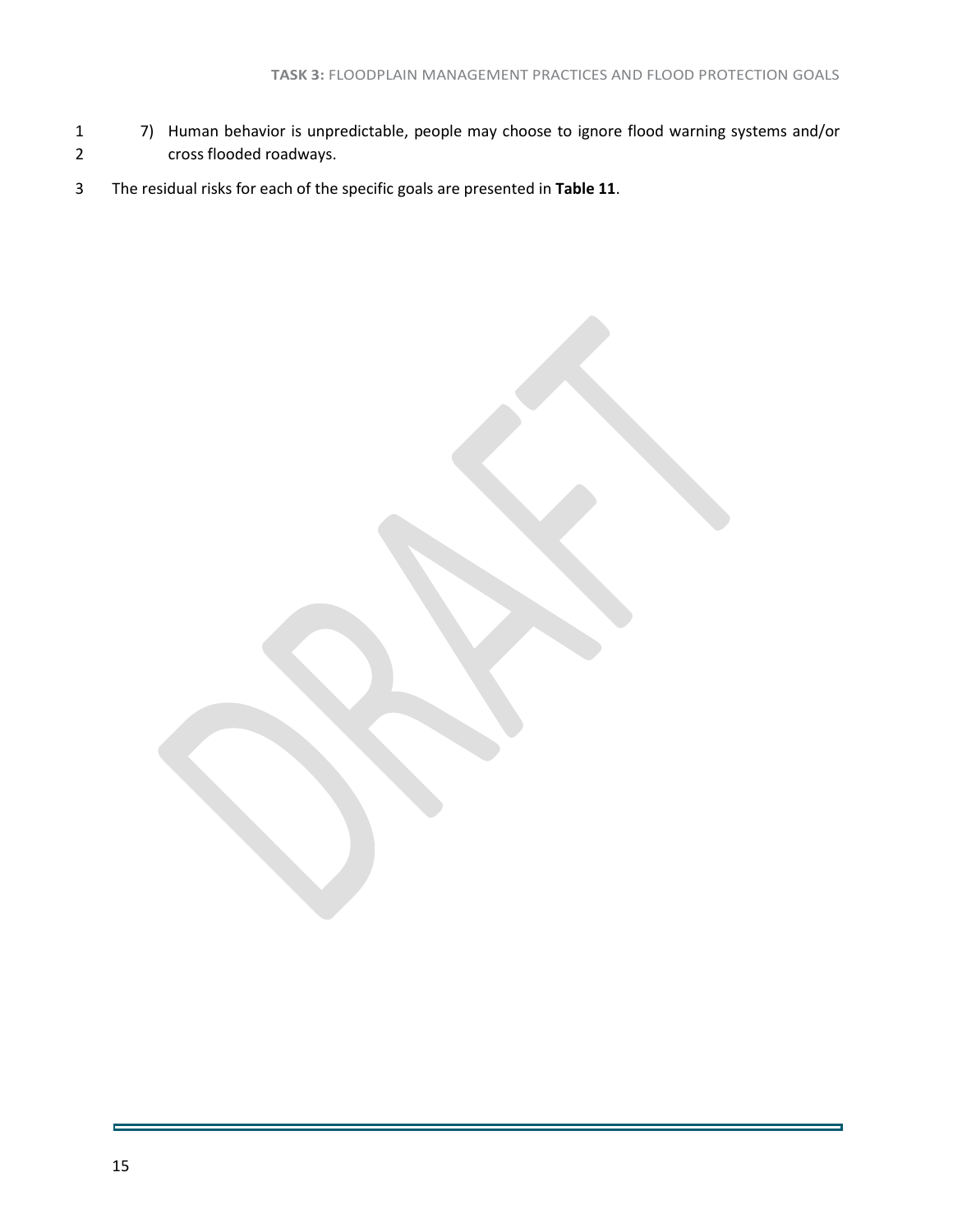7) Human behavior is unpredictable, people may choose to ignore flood warning systems and/or cross flooded roadways.

The residual risks for each of the specific goals are presented in **Table 11**.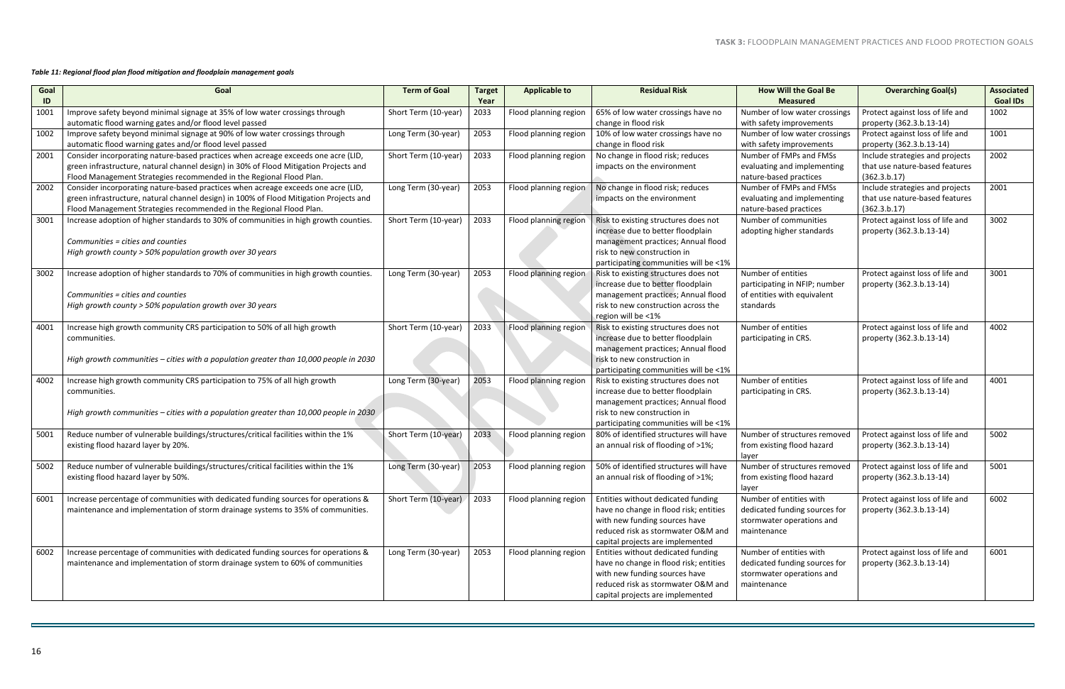*Table 11: Regional flood plan flood mitigation and floodplain management goals*

| Goal ID | Goal | Term of Goal | Target Year | Applicable to | Residual Risk | How Will the Goal Be Measured | Overarching Goal(s) | Associated Goal IDs |
|---|---|---|---|---|---|---|---|---|
| 1001 | Improve safety beyond minimal signage at 35% of low water crossings through automatic flood warning gates and/or flood level passed | Short Term (10-year) | 2033 | Flood planning region | 65% of low water crossings have no change in flood risk | Number of low water crossings with safety improvements | Protect against loss of life and property (362.3.b.13-14) | 1002 |
| 1002 | Improve safety beyond minimal signage at 90% of low water crossings through automatic flood warning gates and/or flood level passed | Long Term (30-year) | 2053 | Flood planning region | 10% of low water crossings have no change in flood risk | Number of low water crossings with safety improvements | Protect against loss of life and property (362.3.b.13-14) | 1001 |
| 2001 | Consider incorporating nature-based practices when acreage exceeds one acre (LID, green infrastructure, natural channel design) in 30% of Flood Mitigation Projects and Flood Management Strategies recommended in the Regional Flood Plan. | Short Term (10-year) | 2033 | Flood planning region | No change in flood risk; reduces impacts on the environment | Number of FMPs and FMSs evaluating and implementing nature-based practices | Include strategies and projects that use nature-based features (362.3.b.17) | 2002 |
| 2002 | Consider incorporating nature-based practices when acreage exceeds one acre (LID, green infrastructure, natural channel design) in 100% of Flood Mitigation Projects and Flood Management Strategies recommended in the Regional Flood Plan. | Long Term (30-year) | 2053 | Flood planning region | No change in flood risk; reduces impacts on the environment | Number of FMPs and FMSs evaluating and implementing nature-based practices | Include strategies and projects that use nature-based features (362.3.b.17) | 2001 |
| 3001 | Increase adoption of higher standards to 30% of communities in high growth counties.<br><br>*Communities = cities and counties*<br>*High growth county > 50% population growth over 30 years* | Short Term (10-year) | 2033 | Flood planning region | Risk to existing structures does not increase due to better floodplain management practices; Annual flood risk to new construction in participating communities will be <1% | Number of communities adopting higher standards | Protect against loss of life and property (362.3.b.13-14) | 3002 |
| 3002 | Increase adoption of higher standards to 70% of communities in high growth counties.<br><br>*Communities = cities and counties*<br>*High growth county > 50% population growth over 30 years* | Long Term (30-year) | 2053 | Flood planning region | Risk to existing structures does not increase due to better floodplain management practices; Annual flood risk to new construction across the region will be <1% | Number of entities participating in NFIP; number of entities with equivalent standards | Protect against loss of life and property (362.3.b.13-14) | 3001 |
| 4001 | Increase high growth community CRS participation to 50% of all high growth communities.<br><br>*High growth communities – cities with a population greater than 10,000 people in 2030* | Short Term (10-year) | 2033 | Flood planning region | Risk to existing structures does not increase due to better floodplain management practices; Annual flood risk to new construction in participating communities will be <1% | Number of entities participating in CRS. | Protect against loss of life and property (362.3.b.13-14) | 4002 |
| 4002 | Increase high growth community CRS participation to 75% of all high growth communities.<br><br>*High growth communities – cities with a population greater than 10,000 people in 2030* | Long Term (30-year) | 2053 | Flood planning region | Risk to existing structures does not increase due to better floodplain management practices; Annual flood risk to new construction in participating communities will be <1% | Number of entities participating in CRS. | Protect against loss of life and property (362.3.b.13-14) | 4001 |
| 5001 | Reduce number of vulnerable buildings/structures/critical facilities within the 1% existing flood hazard layer by 20%. | Short Term (10-year) | 2033 | Flood planning region | 80% of identified structures will have an annual risk of flooding of >1%; | Number of structures removed from existing flood hazard layer | Protect against loss of life and property (362.3.b.13-14) | 5002 |
| 5002 | Reduce number of vulnerable buildings/structures/critical facilities within the 1% existing flood hazard layer by 50%. | Long Term (30-year) | 2053 | Flood planning region | 50% of identified structures will have an annual risk of flooding of >1%; | Number of structures removed from existing flood hazard layer | Protect against loss of life and property (362.3.b.13-14) | 5001 |
| 6001 | Increase percentage of communities with dedicated funding sources for operations & maintenance and implementation of storm drainage systems to 35% of communities. | Short Term (10-year) | 2033 | Flood planning region | Entities without dedicated funding have no change in flood risk; entities with new funding sources have reduced risk as stormwater O&M and capital projects are implemented | Number of entities with dedicated funding sources for stormwater operations and maintenance | Protect against loss of life and property (362.3.b.13-14) | 6002 |
| 6002 | Increase percentage of communities with dedicated funding sources for operations & maintenance and implementation of storm drainage system to 60% of communities | Long Term (30-year) | 2053 | Flood planning region | Entities without dedicated funding have no change in flood risk; entities with new funding sources have reduced risk as stormwater O&M and capital projects are implemented | Number of entities with dedicated funding sources for stormwater operations and maintenance | Protect against loss of life and property (362.3.b.13-14) | 6001 |